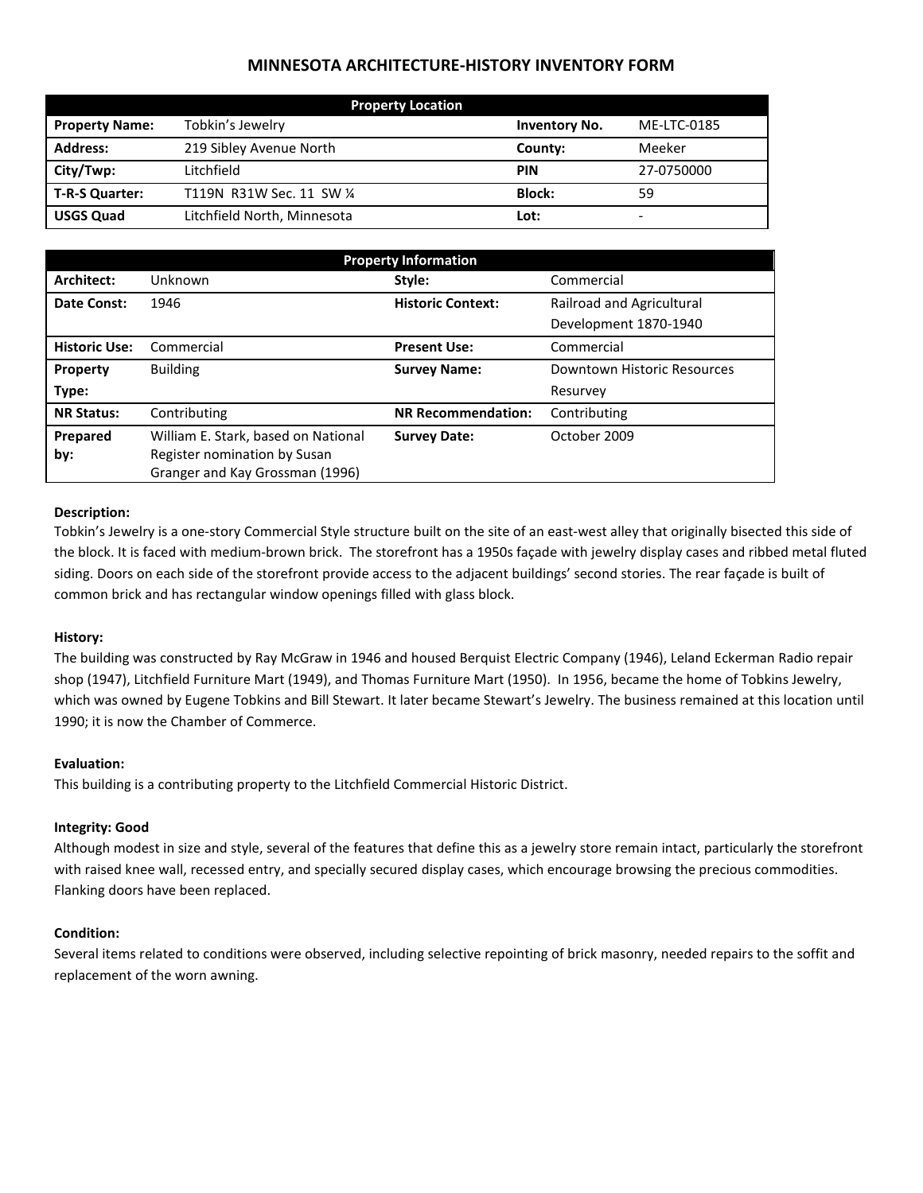# MINNESOTA ARCHITECTURE-HISTORY INVENTORY FORM

| Property Location | | | |
|---|---|---|---|
| **Property Name:** | Tobkin's Jewelry | **Inventory No.** | ME-LTC-0185 |
| **Address:** | 219 Sibley Avenue North | **County:** | Meeker |
| **City/Twp:** | Litchfield | **PIN** | 27-0750000 |
| **T-R-S Quarter:** | T119N R31W Sec. 11 SW ¼ | **Block:** | 59 |
| **USGS Quad** | Litchfield North, Minnesota | **Lot:** | - |

| Property Information | | | |
|---|---|---|---|
| **Architect:** | Unknown | **Style:** | Commercial |
| **Date Const:** | 1946 | **Historic Context:** | Railroad and Agricultural Development 1870-1940 |
| **Historic Use:** | Commercial | **Present Use:** | Commercial |
| **Property Type:** | Building | **Survey Name:** | Downtown Historic Resources Resurvey |
| **NR Status:** | Contributing | **NR Recommendation:** | Contributing |
| **Prepared by:** | William E. Stark, based on National Register nomination by Susan Granger and Kay Grossman (1996) | **Survey Date:** | October 2009 |

**Description:**

Tobkin's Jewelry is a one-story Commercial Style structure built on the site of an east-west alley that originally bisected this side of the block. It is faced with medium-brown brick. The storefront has a 1950s façade with jewelry display cases and ribbed metal fluted siding. Doors on each side of the storefront provide access to the adjacent buildings' second stories. The rear façade is built of common brick and has rectangular window openings filled with glass block.

**History:**

The building was constructed by Ray McGraw in 1946 and housed Berquist Electric Company (1946), Leland Eckerman Radio repair shop (1947), Litchfield Furniture Mart (1949), and Thomas Furniture Mart (1950). In 1956, became the home of Tobkins Jewelry, which was owned by Eugene Tobkins and Bill Stewart. It later became Stewart's Jewelry. The business remained at this location until 1990; it is now the Chamber of Commerce.

**Evaluation:**

This building is a contributing property to the Litchfield Commercial Historic District.

**Integrity: Good**

Although modest in size and style, several of the features that define this as a jewelry store remain intact, particularly the storefront with raised knee wall, recessed entry, and specially secured display cases, which encourage browsing the precious commodities. Flanking doors have been replaced.

**Condition:**

Several items related to conditions were observed, including selective repointing of brick masonry, needed repairs to the soffit and replacement of the worn awning.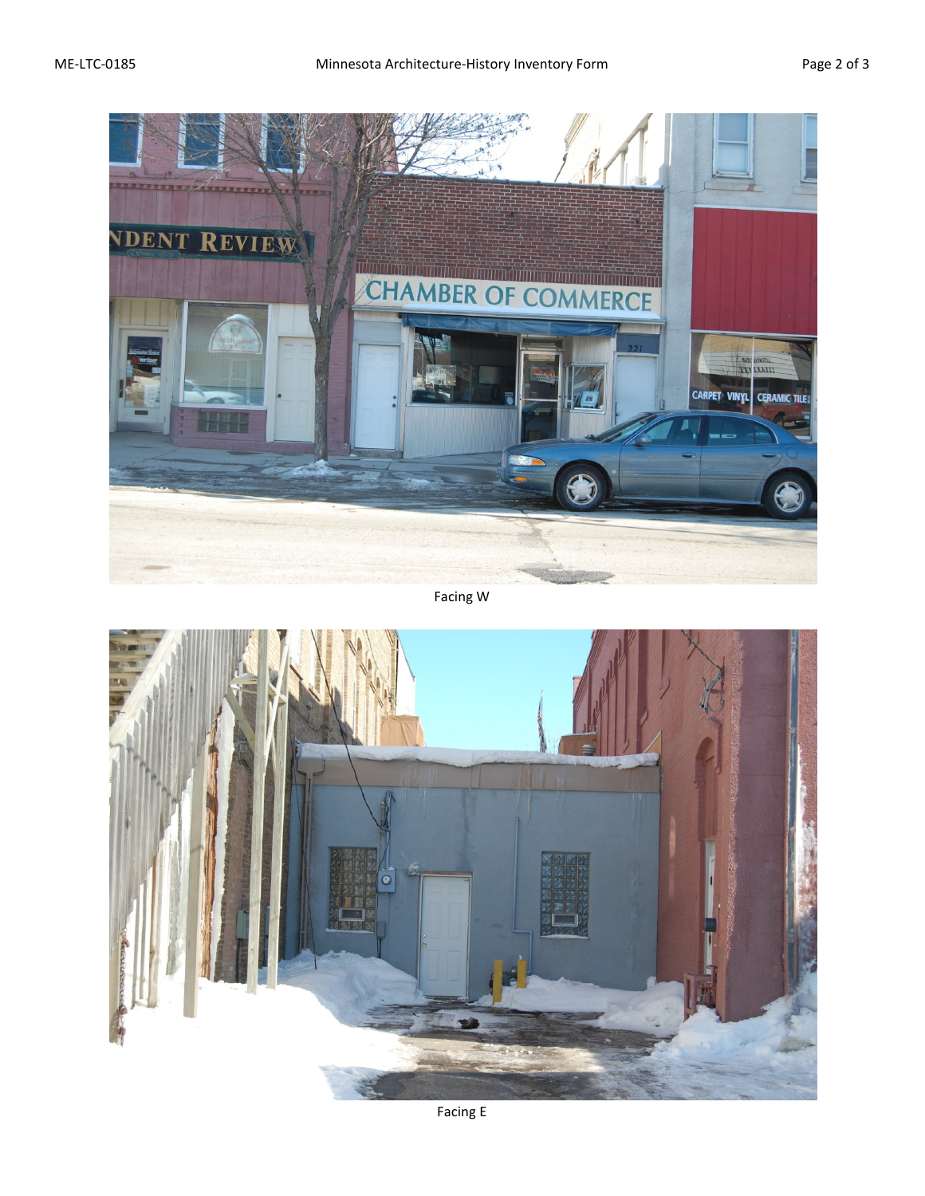Facing W

Facing E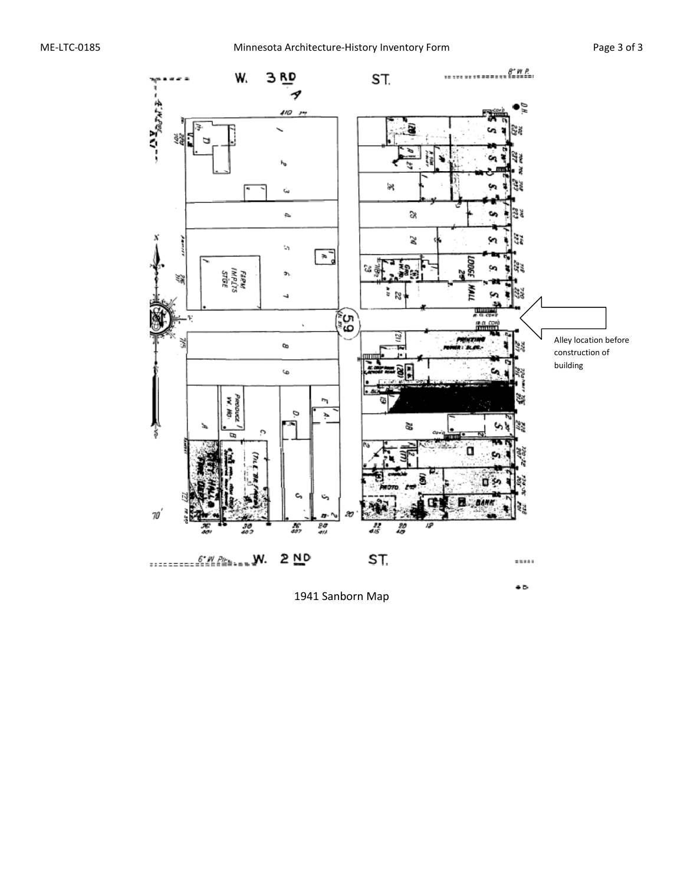Alley location before construction of building

1941 Sanborn Map